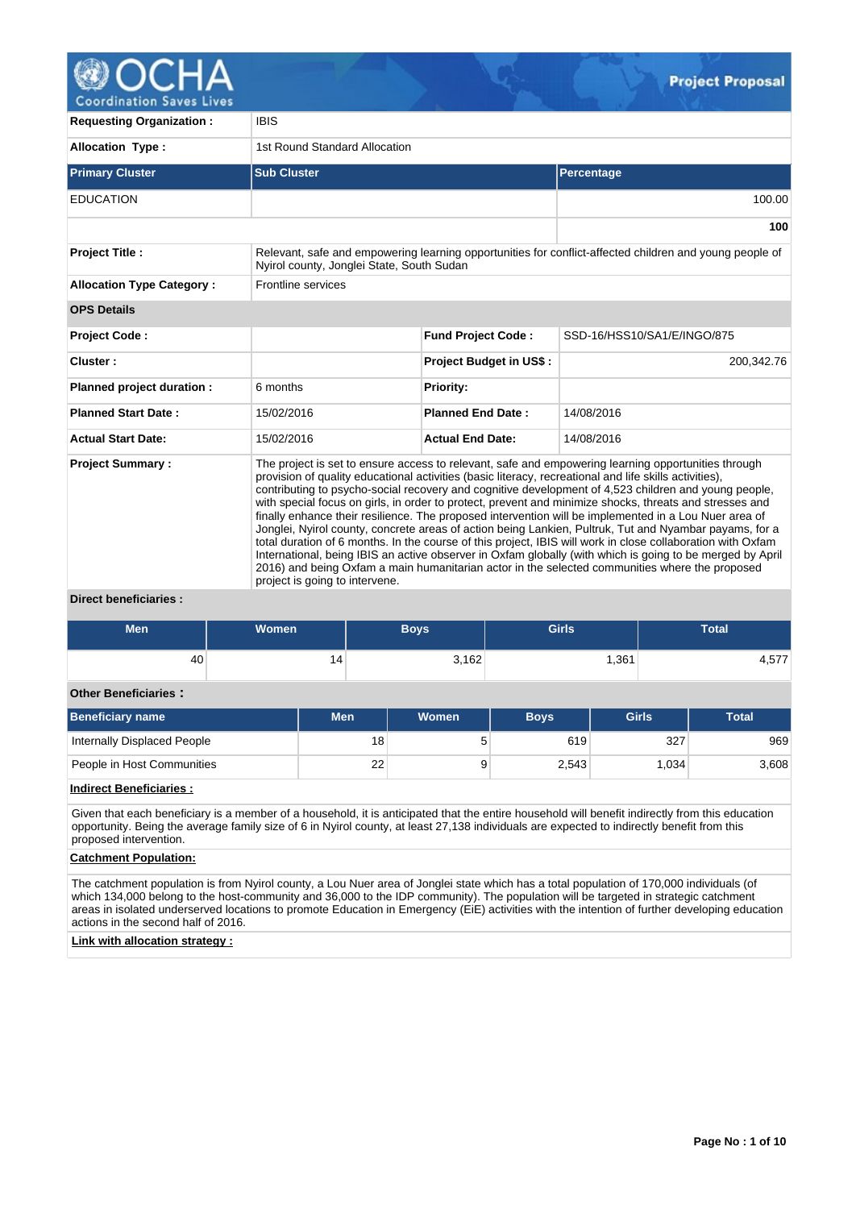# Project Proposal

| | |
|---|---|
| **Requesting Organization :** | IBIS |
| **Allocation Type :** | 1st Round Standard Allocation |

| Primary Cluster | Sub Cluster | Percentage |
|---|---|---|
| EDUCATION | | 100.00 |
| | | **100** |

| | |
|---|---|
| **Project Title :** | Relevant, safe and empowering learning opportunities for conflict-affected children and young people of Nyirol county, Jonglei State, South Sudan |
| **Allocation Type Category :** | Frontline services |

**OPS Details**

| | | | |
|---|---|---|---|
| **Project Code :** | | **Fund Project Code :** | SSD-16/HSS10/SA1/E/INGO/875 |
| **Cluster :** | | **Project Budget in US$ :** | 200,342.76 |
| **Planned project duration :** | 6 months | **Priority:** | |
| **Planned Start Date :** | 15/02/2016 | **Planned End Date :** | 14/08/2016 |
| **Actual Start Date:** | 15/02/2016 | **Actual End Date:** | 14/08/2016 |

**Project Summary :**

The project is set to ensure access to relevant, safe and empowering learning opportunities through provision of quality educational activities (basic literacy, recreational and life skills activities), contributing to psycho-social recovery and cognitive development of 4,523 children and young people, with special focus on girls, in order to protect, prevent and minimize shocks, threats and stresses and finally enhance their resilience. The proposed intervention will be implemented in a Lou Nuer area of Jonglei, Nyirol county, concrete areas of action being Lankien, Pultruk, Tut and Nyambar payams, for a total duration of 6 months. In the course of this project, IBIS will work in close collaboration with Oxfam International, being IBIS an active observer in Oxfam globally (with which is going to be merged by April 2016) and being Oxfam a main humanitarian actor in the selected communities where the proposed project is going to intervene.

**Direct beneficiaries :**

| Men | Women | Boys | Girls | Total |
|---|---|---|---|---|
| 40 | 14 | 3,162 | 1,361 | 4,577 |

**Other Beneficiaries :**

| Beneficiary name | Men | Women | Boys | Girls | Total |
|---|---|---|---|---|---|
| Internally Displaced People | 18 | 5 | 619 | 327 | 969 |
| People in Host Communities | 22 | 9 | 2,543 | 1,034 | 3,608 |

**Indirect Beneficiaries :**

Given that each beneficiary is a member of a household, it is anticipated that the entire household will benefit indirectly from this education opportunity. Being the average family size of 6 in Nyirol county, at least 27,138 individuals are expected to indirectly benefit from this proposed intervention.

**Catchment Population:**

The catchment population is from Nyirol county, a Lou Nuer area of Jonglei state which has a total population of 170,000 individuals (of which 134,000 belong to the host-community and 36,000 to the IDP community). The population will be targeted in strategic catchment areas in isolated underserved locations to promote Education in Emergency (EiE) activities with the intention of further developing education actions in the second half of 2016.

**Link with allocation strategy :**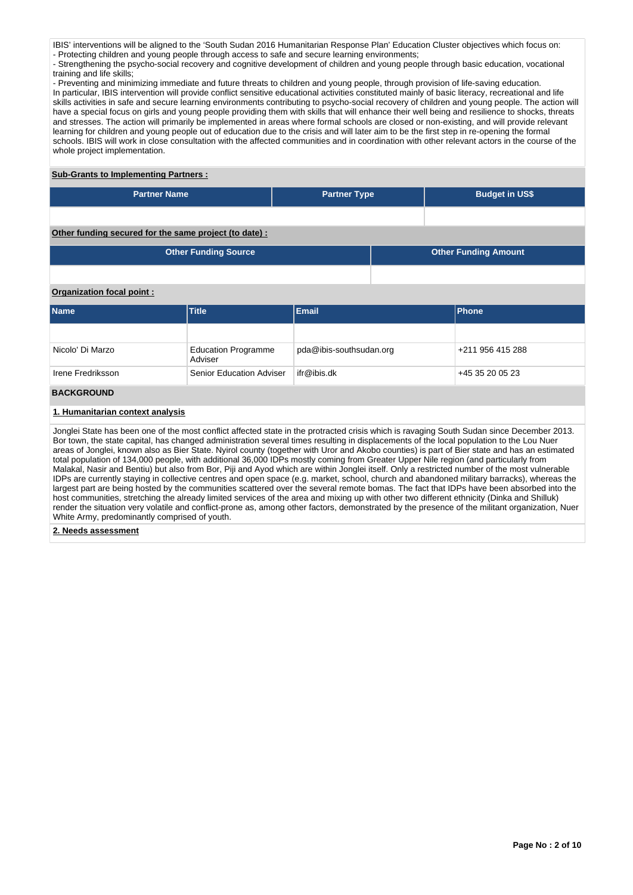IBIS' interventions will be aligned to the 'South Sudan 2016 Humanitarian Response Plan' Education Cluster objectives which focus on:
- Protecting children and young people through access to safe and secure learning environments;
- Strengthening the psycho-social recovery and cognitive development of children and young people through basic education, vocational training and life skills;
- Preventing and minimizing immediate and future threats to children and young people, through provision of life-saving education.

In particular, IBIS intervention will provide conflict sensitive educational activities constituted mainly of basic literacy, recreational and life skills activities in safe and secure learning environments contributing to psycho-social recovery of children and young people. The action will have a special focus on girls and young people providing them with skills that will enhance their well being and resilience to shocks, threats and stresses. The action will primarily be implemented in areas where formal schools are closed or non-existing, and will provide relevant learning for children and young people out of education due to the crisis and will later aim to be the first step in re-opening the formal schools. IBIS will work in close consultation with the affected communities and in coordination with other relevant actors in the course of the whole project implementation.

**Sub-Grants to Implementing Partners :**

| Partner Name | Partner Type | Budget in US$ |
|---|---|---|
| | | |

**Other funding secured for the same project (to date) :**

| Other Funding Source | Other Funding Amount |
|---|---|
| | |

**Organization focal point :**

| Name | Title | Email | Phone |
|---|---|---|---|
| | | | |
| Nicolo' Di Marzo | Education Programme Adviser | pda@ibis-southsudan.org | +211 956 415 288 |
| Irene Fredriksson | Senior Education Adviser | ifr@ibis.dk | +45 35 20 05 23 |

## BACKGROUND

### 1. Humanitarian context analysis

Jonglei State has been one of the most conflict affected state in the protracted crisis which is ravaging South Sudan since December 2013. Bor town, the state capital, has changed administration several times resulting in displacements of the local population to the Lou Nuer areas of Jonglei, known also as Bier State. Nyirol county (together with Uror and Akobo counties) is part of Bier state and has an estimated total population of 134,000 people, with additional 36,000 IDPs mostly coming from Greater Upper Nile region (and particularly from Malakal, Nasir and Bentiu) but also from Bor, Piji and Ayod which are within Jonglei itself. Only a restricted number of the most vulnerable IDPs are currently staying in collective centres and open space (e.g. market, school, church and abandoned military barracks), whereas the largest part are being hosted by the communities scattered over the several remote bomas. The fact that IDPs have been absorbed into the host communities, stretching the already limited services of the area and mixing up with other two different ethnicity (Dinka and Shilluk) render the situation very volatile and conflict-prone as, among other factors, demonstrated by the presence of the militant organization, Nuer White Army, predominantly comprised of youth.

### 2. Needs assessment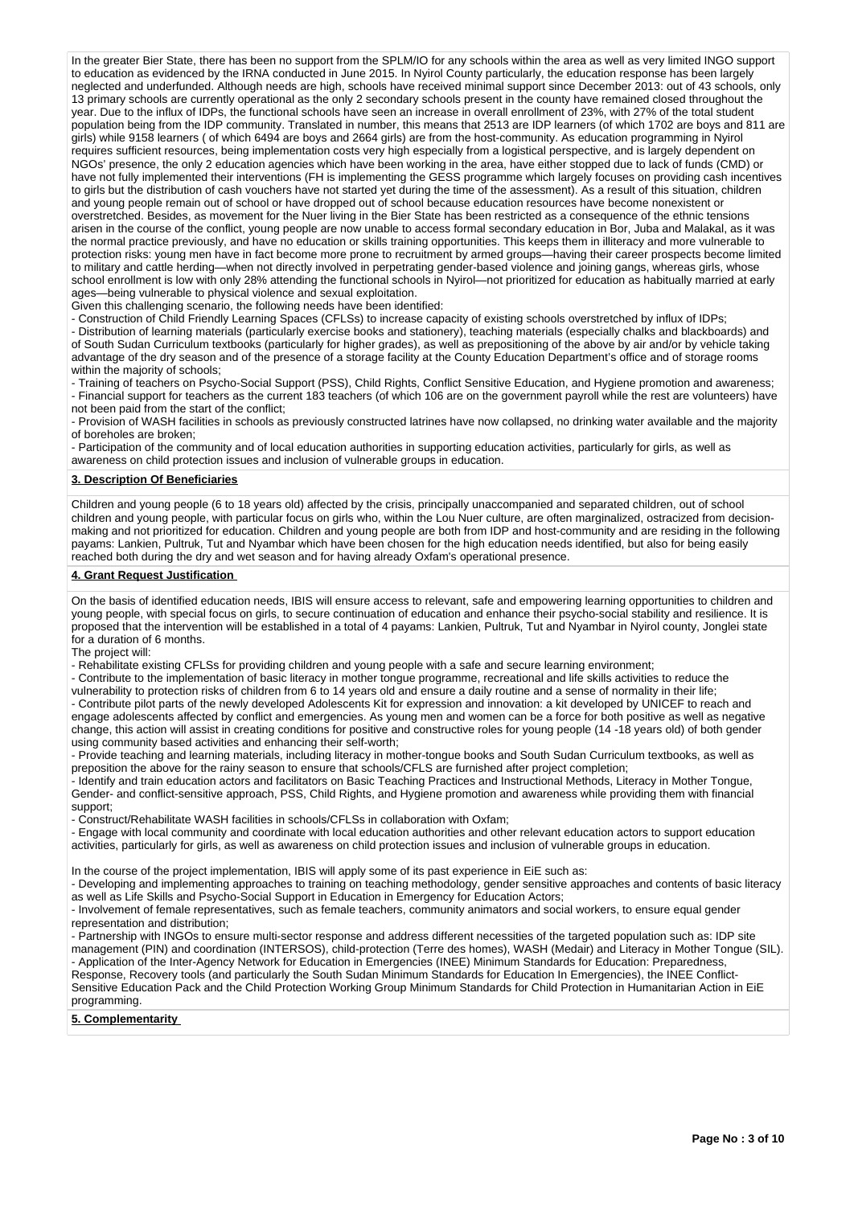In the greater Bier State, there has been no support from the SPLM/IO for any schools within the area as well as very limited INGO support to education as evidenced by the IRNA conducted in June 2015. In Nyirol County particularly, the education response has been largely neglected and underfunded. Although needs are high, schools have received minimal support since December 2013: out of 43 schools, only 13 primary schools are currently operational as the only 2 secondary schools present in the county have remained closed throughout the year. Due to the influx of IDPs, the functional schools have seen an increase in overall enrollment of 23%, with 27% of the total student population being from the IDP community. Translated in number, this means that 2513 are IDP learners (of which 1702 are boys and 811 are girls) while 9158 learners ( of which 6494 are boys and 2664 girls) are from the host-community. As education programming in Nyirol requires sufficient resources, being implementation costs very high especially from a logistical perspective, and is largely dependent on NGOs' presence, the only 2 education agencies which have been working in the area, have either stopped due to lack of funds (CMD) or have not fully implemented their interventions (FH is implementing the GESS programme which largely focuses on providing cash incentives to girls but the distribution of cash vouchers have not started yet during the time of the assessment). As a result of this situation, children and young people remain out of school or have dropped out of school because education resources have become nonexistent or overstretched. Besides, as movement for the Nuer living in the Bier State has been restricted as a consequence of the ethnic tensions arisen in the course of the conflict, young people are now unable to access formal secondary education in Bor, Juba and Malakal, as it was the normal practice previously, and have no education or skills training opportunities. This keeps them in illiteracy and more vulnerable to protection risks: young men have in fact become more prone to recruitment by armed groups—having their career prospects become limited to military and cattle herding—when not directly involved in perpetrating gender-based violence and joining gangs, whereas girls, whose school enrollment is low with only 28% attending the functional schools in Nyirol—not prioritized for education as habitually married at early ages—being vulnerable to physical violence and sexual exploitation.

Given this challenging scenario, the following needs have been identified:

- Construction of Child Friendly Learning Spaces (CFLSs) to increase capacity of existing schools overstretched by influx of IDPs;
- Distribution of learning materials (particularly exercise books and stationery), teaching materials (especially chalks and blackboards) and of South Sudan Curriculum textbooks (particularly for higher grades), as well as prepositioning of the above by air and/or by vehicle taking advantage of the dry season and of the presence of a storage facility at the County Education Department's office and of storage rooms within the majority of schools;
- Training of teachers on Psycho-Social Support (PSS), Child Rights, Conflict Sensitive Education, and Hygiene promotion and awareness;
- Financial support for teachers as the current 183 teachers (of which 106 are on the government payroll while the rest are volunteers) have not been paid from the start of the conflict;
- Provision of WASH facilities in schools as previously constructed latrines have now collapsed, no drinking water available and the majority of boreholes are broken;
- Participation of the community and of local education authorities in supporting education activities, particularly for girls, as well as awareness on child protection issues and inclusion of vulnerable groups in education.

**3. Description Of Beneficiaries**

Children and young people (6 to 18 years old) affected by the crisis, principally unaccompanied and separated children, out of school children and young people, with particular focus on girls who, within the Lou Nuer culture, are often marginalized, ostracized from decision-making and not prioritized for education. Children and young people are both from IDP and host-community and are residing in the following payams: Lankien, Pultruk, Tut and Nyambar which have been chosen for the high education needs identified, but also for being easily reached both during the dry and wet season and for having already Oxfam's operational presence.

**4. Grant Request Justification**

On the basis of identified education needs, IBIS will ensure access to relevant, safe and empowering learning opportunities to children and young people, with special focus on girls, to secure continuation of education and enhance their psycho-social stability and resilience. It is proposed that the intervention will be established in a total of 4 payams: Lankien, Pultruk, Tut and Nyambar in Nyirol county, Jonglei state for a duration of 6 months.

The project will:

- Rehabilitate existing CFLSs for providing children and young people with a safe and secure learning environment;
- Contribute to the implementation of basic literacy in mother tongue programme, recreational and life skills activities to reduce the vulnerability to protection risks of children from 6 to 14 years old and ensure a daily routine and a sense of normality in their life;
- Contribute pilot parts of the newly developed Adolescents Kit for expression and innovation: a kit developed by UNICEF to reach and engage adolescents affected by conflict and emergencies. As young men and women can be a force for both positive as well as negative change, this action will assist in creating conditions for positive and constructive roles for young people (14 -18 years old) of both gender using community based activities and enhancing their self-worth;
- Provide teaching and learning materials, including literacy in mother-tongue books and South Sudan Curriculum textbooks, as well as preposition the above for the rainy season to ensure that schools/CFLS are furnished after project completion;
- Identify and train education actors and facilitators on Basic Teaching Practices and Instructional Methods, Literacy in Mother Tongue, Gender- and conflict-sensitive approach, PSS, Child Rights, and Hygiene promotion and awareness while providing them with financial support;
- Construct/Rehabilitate WASH facilities in schools/CFLSs in collaboration with Oxfam;
- Engage with local community and coordinate with local education authorities and other relevant education actors to support education activities, particularly for girls, as well as awareness on child protection issues and inclusion of vulnerable groups in education.

In the course of the project implementation, IBIS will apply some of its past experience in EiE such as:

- Developing and implementing approaches to training on teaching methodology, gender sensitive approaches and contents of basic literacy as well as Life Skills and Psycho-Social Support in Education in Emergency for Education Actors;
- Involvement of female representatives, such as female teachers, community animators and social workers, to ensure equal gender representation and distribution;
- Partnership with INGOs to ensure multi-sector response and address different necessities of the targeted population such as: IDP site management (PIN) and coordination (INTERSOS), child-protection (Terre des homes), WASH (Medair) and Literacy in Mother Tongue (SIL).
- Application of the Inter-Agency Network for Education in Emergencies (INEE) Minimum Standards for Education: Preparedness, Response, Recovery tools (and particularly the South Sudan Minimum Standards for Education In Emergencies), the INEE Conflict-Sensitive Education Pack and the Child Protection Working Group Minimum Standards for Child Protection in Humanitarian Action in EiE programming.

**5. Complementarity**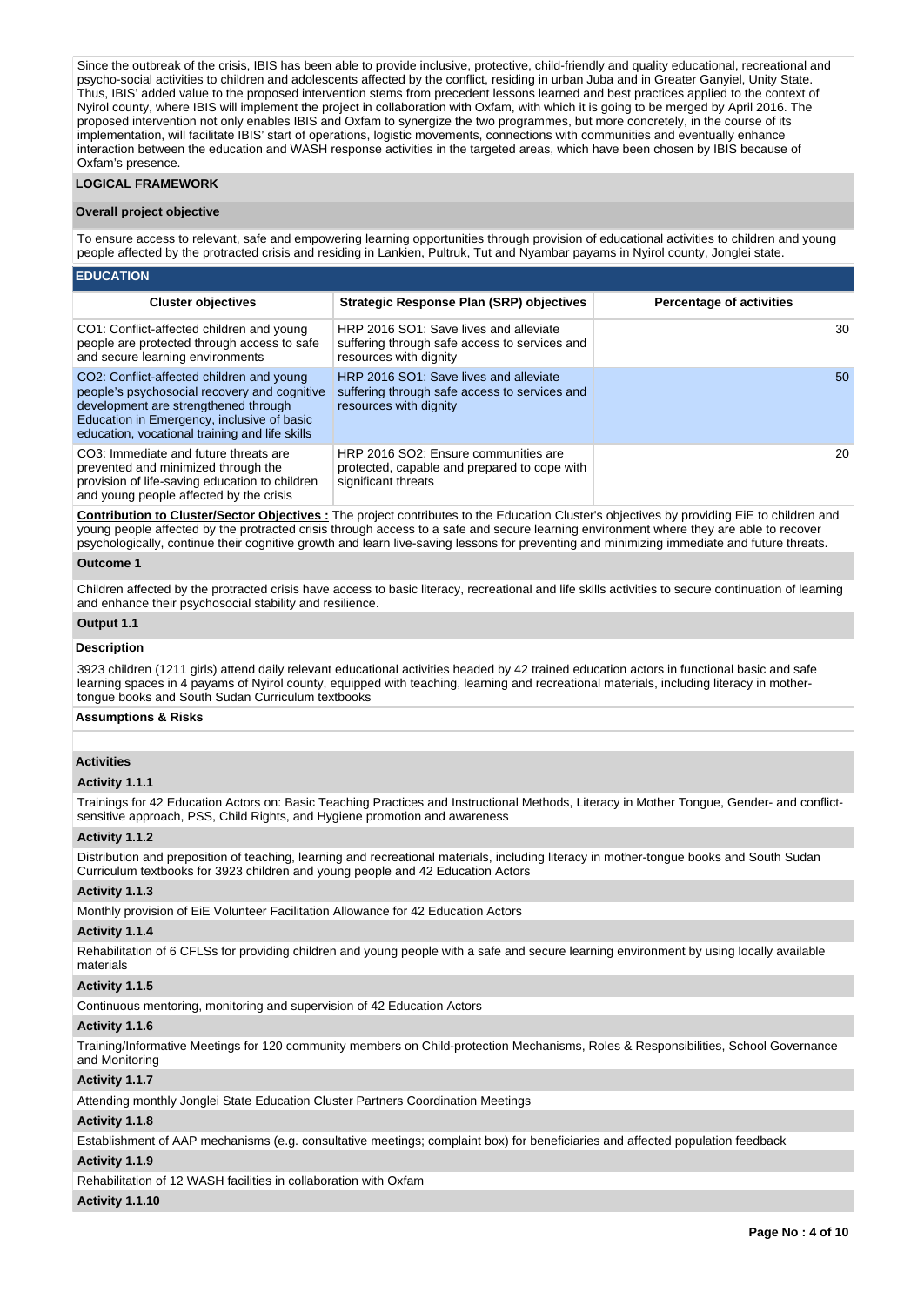Since the outbreak of the crisis, IBIS has been able to provide inclusive, protective, child-friendly and quality educational, recreational and psycho-social activities to children and adolescents affected by the conflict, residing in urban Juba and in Greater Ganyiel, Unity State. Thus, IBIS' added value to the proposed intervention stems from precedent lessons learned and best practices applied to the context of Nyirol county, where IBIS will implement the project in collaboration with Oxfam, with which it is going to be merged by April 2016. The proposed intervention not only enables IBIS and Oxfam to synergize the two programmes, but more concretely, in the course of its implementation, will facilitate IBIS' start of operations, logistic movements, connections with communities and eventually enhance interaction between the education and WASH response activities in the targeted areas, which have been chosen by IBIS because of Oxfam's presence.

## LOGICAL FRAMEWORK

### Overall project objective

To ensure access to relevant, safe and empowering learning opportunities through provision of educational activities to children and young people affected by the protracted crisis and residing in Lankien, Pultruk, Tut and Nyambar payams in Nyirol county, Jonglei state.

### EDUCATION

| Cluster objectives | Strategic Response Plan (SRP) objectives | Percentage of activities |
|---|---|---|
| CO1: Conflict-affected children and young people are protected through access to safe and secure learning environments | HRP 2016 SO1: Save lives and alleviate suffering through safe access to services and resources with dignity | 30 |
| CO2: Conflict-affected children and young people's psychosocial recovery and cognitive development are strengthened through Education in Emergency, inclusive of basic education, vocational training and life skills | HRP 2016 SO1: Save lives and alleviate suffering through safe access to services and resources with dignity | 50 |
| CO3: Immediate and future threats are prevented and minimized through the provision of life-saving education to children and young people affected by the crisis | HRP 2016 SO2: Ensure communities are protected, capable and prepared to cope with significant threats | 20 |

**Contribution to Cluster/Sector Objectives :** The project contributes to the Education Cluster's objectives by providing EiE to children and young people affected by the protracted crisis through access to a safe and secure learning environment where they are able to recover psychologically, continue their cognitive growth and learn live-saving lessons for preventing and minimizing immediate and future threats.

### Outcome 1

Children affected by the protracted crisis have access to basic literacy, recreational and life skills activities to secure continuation of learning and enhance their psychosocial stability and resilience.

### Output 1.1

**Description**

3923 children (1211 girls) attend daily relevant educational activities headed by 42 trained education actors in functional basic and safe learning spaces in 4 payams of Nyirol county, equipped with teaching, learning and recreational materials, including literacy in mother-tongue books and South Sudan Curriculum textbooks

**Assumptions & Risks**

**Activities**

**Activity 1.1.1**

Trainings for 42 Education Actors on: Basic Teaching Practices and Instructional Methods, Literacy in Mother Tongue, Gender- and conflict-sensitive approach, PSS, Child Rights, and Hygiene promotion and awareness

**Activity 1.1.2**

Distribution and preposition of teaching, learning and recreational materials, including literacy in mother-tongue books and South Sudan Curriculum textbooks for 3923 children and young people and 42 Education Actors

**Activity 1.1.3**

Monthly provision of EiE Volunteer Facilitation Allowance for 42 Education Actors

**Activity 1.1.4**

Rehabilitation of 6 CFLSs for providing children and young people with a safe and secure learning environment by using locally available materials

**Activity 1.1.5**

Continuous mentoring, monitoring and supervision of 42 Education Actors

**Activity 1.1.6**

Training/Informative Meetings for 120 community members on Child-protection Mechanisms, Roles & Responsibilities, School Governance and Monitoring

**Activity 1.1.7**

Attending monthly Jonglei State Education Cluster Partners Coordination Meetings

**Activity 1.1.8**

Establishment of AAP mechanisms (e.g. consultative meetings; complaint box) for beneficiaries and affected population feedback

**Activity 1.1.9**

Rehabilitation of 12 WASH facilities in collaboration with Oxfam

**Activity 1.1.10**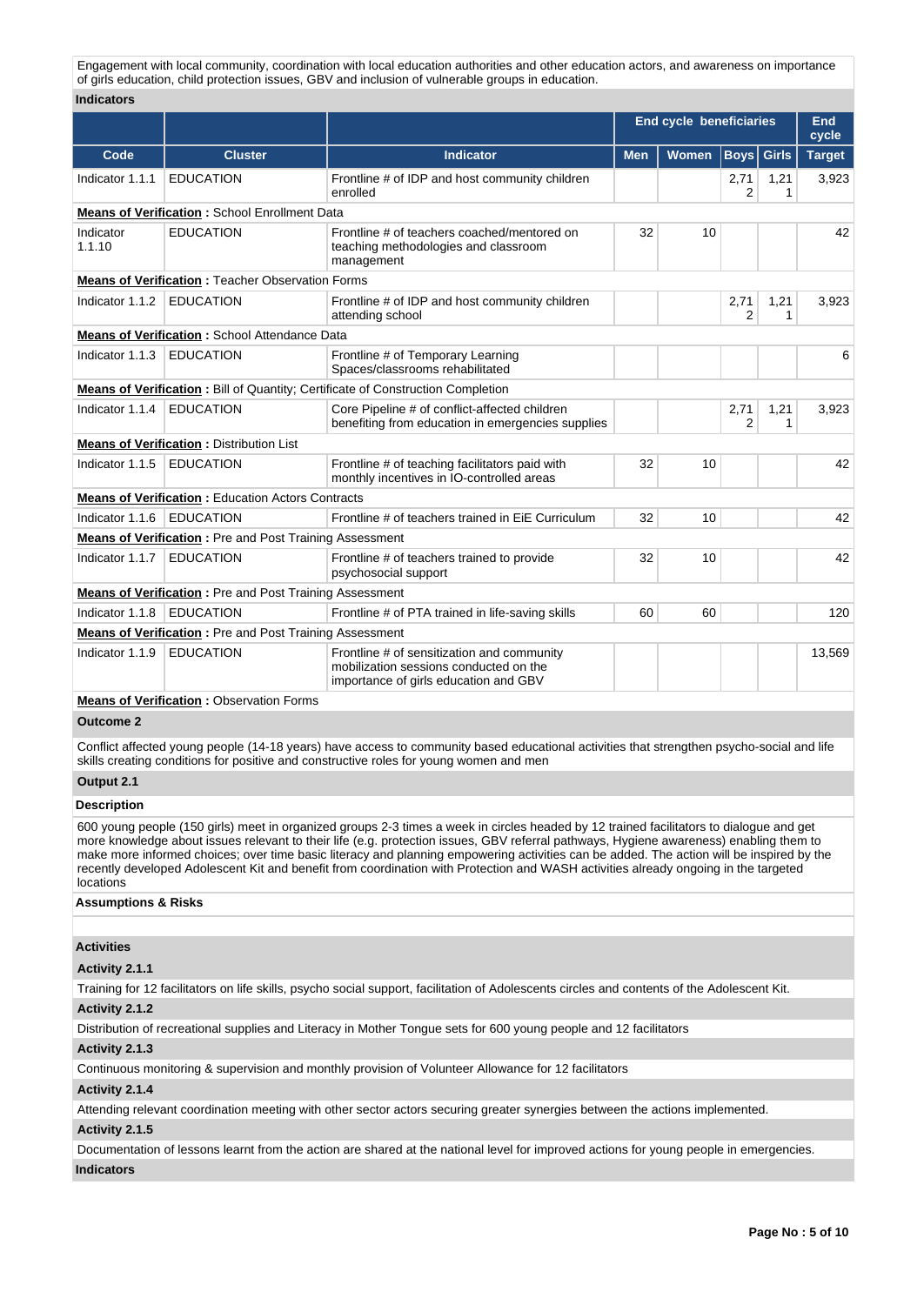Engagement with local community, coordination with local education authorities and other education actors, and awareness on importance of girls education, child protection issues, GBV and inclusion of vulnerable groups in education.

**Indicators**

| | | | End cycle beneficiaries | | | | End cycle |
|---|---|---|---|---|---|---|---|
| **Code** | **Cluster** | **Indicator** | **Men** | **Women** | **Boys** | **Girls** | **Target** |
| Indicator 1.1.1 | EDUCATION | Frontline # of IDP and host community children enrolled | | | 2,712 | 1,211 | 3,923 |
| **Means of Verification :** School Enrollment Data | | | | | | | |
| Indicator 1.1.10 | EDUCATION | Frontline # of teachers coached/mentored on teaching methodologies and classroom management | 32 | 10 | | | 42 |
| **Means of Verification :** Teacher Observation Forms | | | | | | | |
| Indicator 1.1.2 | EDUCATION | Frontline # of IDP and host community children attending school | | | 2,712 | 1,211 | 3,923 |
| **Means of Verification :** School Attendance Data | | | | | | | |
| Indicator 1.1.3 | EDUCATION | Frontline # of Temporary Learning Spaces/classrooms rehabilitated | | | | | 6 |
| **Means of Verification :** Bill of Quantity; Certificate of Construction Completion | | | | | | | |
| Indicator 1.1.4 | EDUCATION | Core Pipeline # of conflict-affected children benefiting from education in emergencies supplies | | | 2,712 | 1,211 | 3,923 |
| **Means of Verification :** Distribution List | | | | | | | |
| Indicator 1.1.5 | EDUCATION | Frontline # of teaching facilitators paid with monthly incentives in IO-controlled areas | 32 | 10 | | | 42 |
| **Means of Verification :** Education Actors Contracts | | | | | | | |
| Indicator 1.1.6 | EDUCATION | Frontline # of teachers trained in EiE Curriculum | 32 | 10 | | | 42 |
| **Means of Verification :** Pre and Post Training Assessment | | | | | | | |
| Indicator 1.1.7 | EDUCATION | Frontline # of teachers trained to provide psychosocial support | 32 | 10 | | | 42 |
| **Means of Verification :** Pre and Post Training Assessment | | | | | | | |
| Indicator 1.1.8 | EDUCATION | Frontline # of PTA trained in life-saving skills | 60 | 60 | | | 120 |
| **Means of Verification :** Pre and Post Training Assessment | | | | | | | |
| Indicator 1.1.9 | EDUCATION | Frontline # of sensitization and community mobilization sessions conducted on the importance of girls education and GBV | | | | | 13,569 |
| **Means of Verification :** Observation Forms | | | | | | | |

**Outcome 2**

Conflict affected young people (14-18 years) have access to community based educational activities that strengthen psycho-social and life skills creating conditions for positive and constructive roles for young women and men

**Output 2.1**

**Description**

600 young people (150 girls) meet in organized groups 2-3 times a week in circles headed by 12 trained facilitators to dialogue and get more knowledge about issues relevant to their life (e.g. protection issues, GBV referral pathways, Hygiene awareness) enabling them to make more informed choices; over time basic literacy and planning empowering activities can be added. The action will be inspired by the recently developed Adolescent Kit and benefit from coordination with Protection and WASH activities already ongoing in the targeted locations

**Assumptions & Risks**

**Activities**

**Activity 2.1.1**

Training for 12 facilitators on life skills, psycho social support, facilitation of Adolescents circles and contents of the Adolescent Kit.

**Activity 2.1.2**

Distribution of recreational supplies and Literacy in Mother Tongue sets for 600 young people and 12 facilitators

**Activity 2.1.3**

Continuous monitoring & supervision and monthly provision of Volunteer Allowance for 12 facilitators

**Activity 2.1.4**

Attending relevant coordination meeting with other sector actors securing greater synergies between the actions implemented.

**Activity 2.1.5**

Documentation of lessons learnt from the action are shared at the national level for improved actions for young people in emergencies.

**Indicators**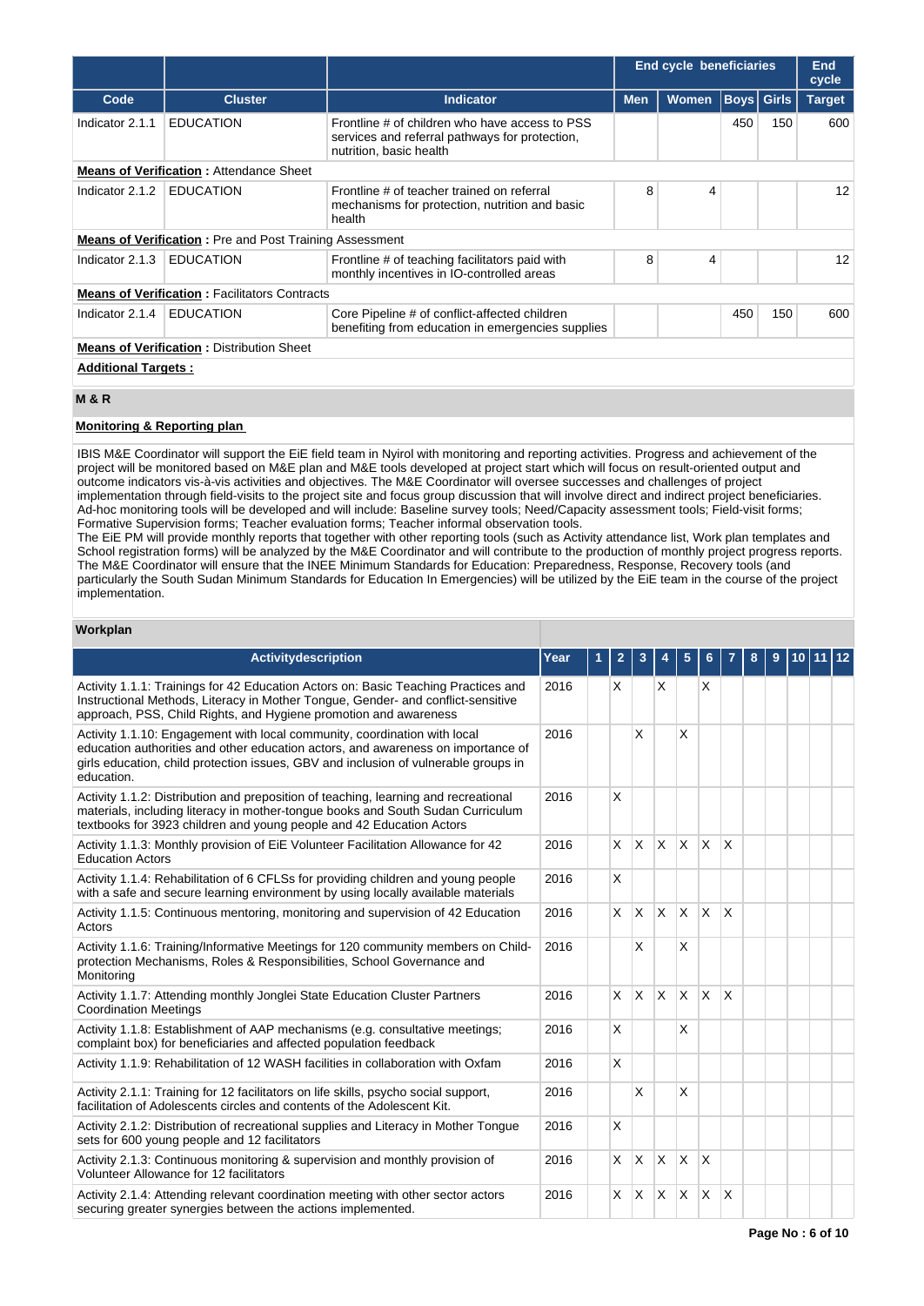| Code | Cluster | Indicator | End cycle beneficiaries | | | | End cycle |
|---|---|---|---|---|---|---|---|
| | | | Men | Women | Boys | Girls | Target |
| Indicator 2.1.1 | EDUCATION | Frontline # of children who have access to PSS services and referral pathways for protection, nutrition, basic health | | | 450 | 150 | 600 |
| **Means of Verification :** Attendance Sheet | | | | | | | |
| Indicator 2.1.2 | EDUCATION | Frontline # of teacher trained on referral mechanisms for protection, nutrition and basic health | 8 | 4 | | | 12 |
| **Means of Verification :** Pre and Post Training Assessment | | | | | | | |
| Indicator 2.1.3 | EDUCATION | Frontline # of teaching facilitators paid with monthly incentives in IO-controlled areas | 8 | 4 | | | 12 |
| **Means of Verification :** Facilitators Contracts | | | | | | | |
| Indicator 2.1.4 | EDUCATION | Core Pipeline # of conflict-affected children benefiting from education in emergencies supplies | | | 450 | 150 | 600 |
| **Means of Verification :** Distribution Sheet | | | | | | | |

**Additional Targets :**

## M & R

**Monitoring & Reporting plan**

IBIS M&E Coordinator will support the EiE field team in Nyirol with monitoring and reporting activities. Progress and achievement of the project will be monitored based on M&E plan and M&E tools developed at project start which will focus on result-oriented output and outcome indicators vis-à-vis activities and objectives. The M&E Coordinator will oversee successes and challenges of project implementation through field-visits to the project site and focus group discussion that will involve direct and indirect project beneficiaries. Ad-hoc monitoring tools will be developed and will include: Baseline survey tools; Need/Capacity assessment tools; Field-visit forms; Formative Supervision forms; Teacher evaluation forms; Teacher informal observation tools.
The EiE PM will provide monthly reports that together with other reporting tools (such as Activity attendance list, Work plan templates and School registration forms) will be analyzed by the M&E Coordinator and will contribute to the production of monthly project progress reports. The M&E Coordinator will ensure that the INEE Minimum Standards for Education: Preparedness, Response, Recovery tools (and particularly the South Sudan Minimum Standards for Education In Emergencies) will be utilized by the EiE team in the course of the project implementation.

**Workplan**

| Activitydescription | Year | 1 | 2 | 3 | 4 | 5 | 6 | 7 | 8 | 9 | 10 | 11 | 12 |
|---|---|---|---|---|---|---|---|---|---|---|---|---|---|
| Activity 1.1.1: Trainings for 42 Education Actors on: Basic Teaching Practices and Instructional Methods, Literacy in Mother Tongue, Gender- and conflict-sensitive approach, PSS, Child Rights, and Hygiene promotion and awareness | 2016 | | X | | X | | X | | | | | | |
| Activity 1.1.10: Engagement with local community, coordination with local education authorities and other education actors, and awareness on importance of girls education, child protection issues, GBV and inclusion of vulnerable groups in education. | 2016 | | | X | | X | | | | | | | |
| Activity 1.1.2: Distribution and preposition of teaching, learning and recreational materials, including literacy in mother-tongue books and South Sudan Curriculum textbooks for 3923 children and young people and 42 Education Actors | 2016 | | X | | | | | | | | | | |
| Activity 1.1.3: Monthly provision of EiE Volunteer Facilitation Allowance for 42 Education Actors | 2016 | | X | X | X | X | X | X | | | | | |
| Activity 1.1.4: Rehabilitation of 6 CFLSs for providing children and young people with a safe and secure learning environment by using locally available materials | 2016 | | X | | | | | | | | | | |
| Activity 1.1.5: Continuous mentoring, monitoring and supervision of 42 Education Actors | 2016 | | X | X | X | X | X | X | | | | | |
| Activity 1.1.6: Training/Informative Meetings for 120 community members on Child-protection Mechanisms, Roles & Responsibilities, School Governance and Monitoring | 2016 | | | X | | X | | | | | | | |
| Activity 1.1.7: Attending monthly Jonglei State Education Cluster Partners Coordination Meetings | 2016 | | X | X | X | X | X | X | | | | | |
| Activity 1.1.8: Establishment of AAP mechanisms (e.g. consultative meetings; complaint box) for beneficiaries and affected population feedback | 2016 | | X | | | X | | | | | | | |
| Activity 1.1.9: Rehabilitation of 12 WASH facilities in collaboration with Oxfam | 2016 | | X | | | | | | | | | | |
| Activity 2.1.1: Training for 12 facilitators on life skills, psycho social support, facilitation of Adolescents circles and contents of the Adolescent Kit. | 2016 | | | X | | X | | | | | | | |
| Activity 2.1.2: Distribution of recreational supplies and Literacy in Mother Tongue sets for 600 young people and 12 facilitators | 2016 | | X | | | | | | | | | | |
| Activity 2.1.3: Continuous monitoring & supervision and monthly provision of Volunteer Allowance for 12 facilitators | 2016 | | X | X | X | X | X | | | | | | |
| Activity 2.1.4: Attending relevant coordination meeting with other sector actors securing greater synergies between the actions implemented. | 2016 | | X | X | X | X | X | X | | | | | |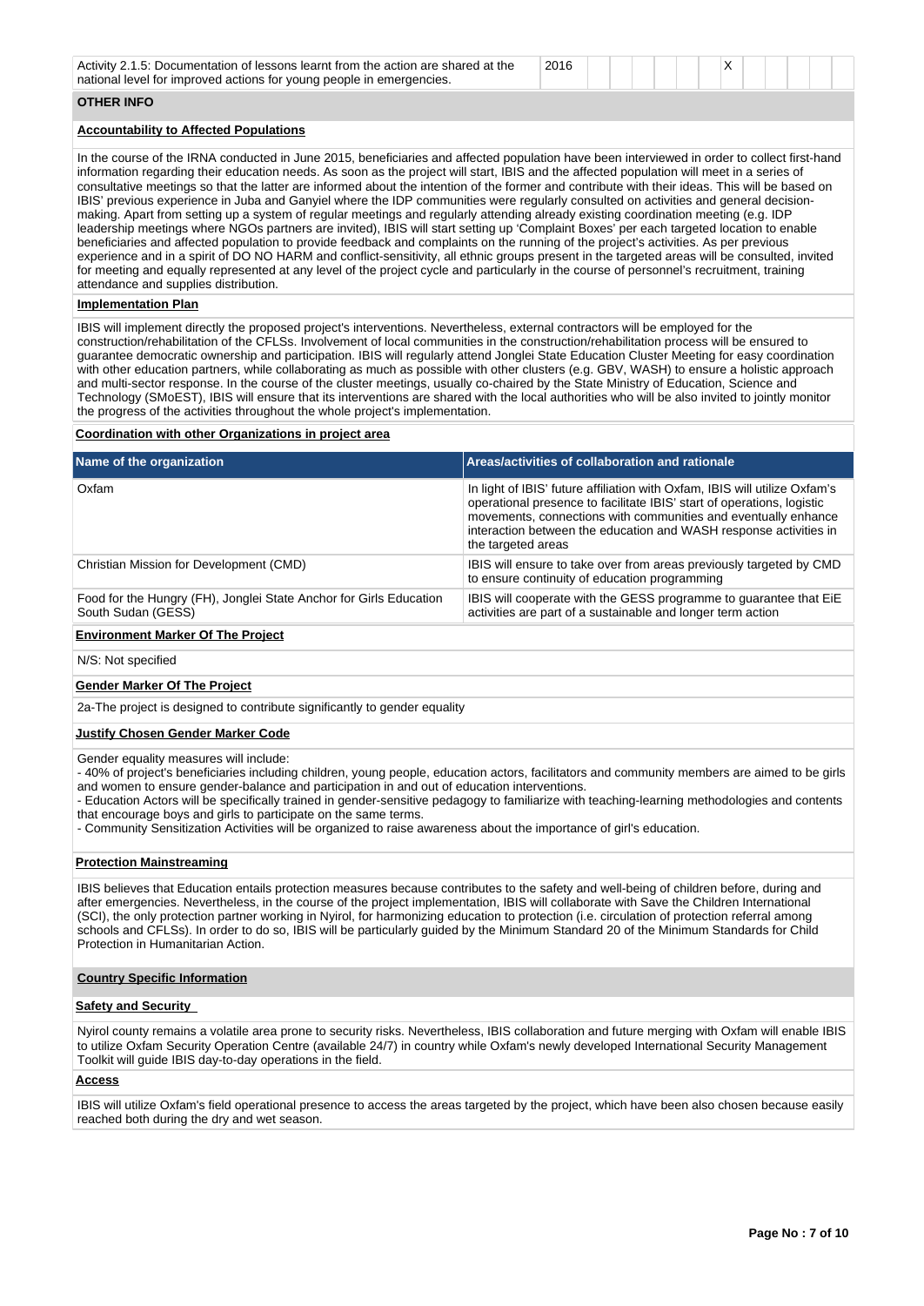| Activity | Year | 1 | 2 | 3 | 4 | 5 | 6 | 7 | 8 | 9 | 10 | 11 | 12 |
|---|---|---|---|---|---|---|---|---|---|---|---|---|---|
| Activity 2.1.5: Documentation of lessons learnt from the action are shared at the national level for improved actions for young people in emergencies. | 2016 | | | | | | | X | | | | | |

## OTHER INFO

### Accountability to Affected Populations

In the course of the IRNA conducted in June 2015, beneficiaries and affected population have been interviewed in order to collect first-hand information regarding their education needs. As soon as the project will start, IBIS and the affected population will meet in a series of consultative meetings so that the latter are informed about the intention of the former and contribute with their ideas. This will be based on IBIS' previous experience in Juba and Ganyiel where the IDP communities were regularly consulted on activities and general decision-making. Apart from setting up a system of regular meetings and regularly attending already existing coordination meeting (e.g. IDP leadership meetings where NGOs partners are invited), IBIS will start setting up 'Complaint Boxes' per each targeted location to enable beneficiaries and affected population to provide feedback and complaints on the running of the project's activities. As per previous experience and in a spirit of DO NO HARM and conflict-sensitivity, all ethnic groups present in the targeted areas will be consulted, invited for meeting and equally represented at any level of the project cycle and particularly in the course of personnel's recruitment, training attendance and supplies distribution.

### Implementation Plan

IBIS will implement directly the proposed project's interventions. Nevertheless, external contractors will be employed for the construction/rehabilitation of the CFLSs. Involvement of local communities in the construction/rehabilitation process will be ensured to guarantee democratic ownership and participation. IBIS will regularly attend Jonglei State Education Cluster Meeting for easy coordination with other education partners, while collaborating as much as possible with other clusters (e.g. GBV, WASH) to ensure a holistic approach and multi-sector response. In the course of the cluster meetings, usually co-chaired by the State Ministry of Education, Science and Technology (SMoEST), IBIS will ensure that its interventions are shared with the local authorities who will be also invited to jointly monitor the progress of the activities throughout the whole project's implementation.

### Coordination with other Organizations in project area

| Name of the organization | Areas/activities of collaboration and rationale |
|---|---|
| Oxfam | In light of IBIS' future affiliation with Oxfam, IBIS will utilize Oxfam's operational presence to facilitate IBIS' start of operations, logistic movements, connections with communities and eventually enhance interaction between the education and WASH response activities in the targeted areas |
| Christian Mission for Development (CMD) | IBIS will ensure to take over from areas previously targeted by CMD to ensure continuity of education programming |
| Food for the Hungry (FH), Jonglei State Anchor for Girls Education South Sudan (GESS) | IBIS will cooperate with the GESS programme to guarantee that EiE activities are part of a sustainable and longer term action |

### Environment Marker Of The Project

N/S: Not specified

### Gender Marker Of The Project

2a-The project is designed to contribute significantly to gender equality

### Justify Chosen Gender Marker Code

Gender equality measures will include:
- 40% of project's beneficiaries including children, young people, education actors, facilitators and community members are aimed to be girls and women to ensure gender-balance and participation in and out of education interventions.
- Education Actors will be specifically trained in gender-sensitive pedagogy to familiarize with teaching-learning methodologies and contents that encourage boys and girls to participate on the same terms.
- Community Sensitization Activities will be organized to raise awareness about the importance of girl's education.

### Protection Mainstreaming

IBIS believes that Education entails protection measures because contributes to the safety and well-being of children before, during and after emergencies. Nevertheless, in the course of the project implementation, IBIS will collaborate with Save the Children International (SCI), the only protection partner working in Nyirol, for harmonizing education to protection (i.e. circulation of protection referral among schools and CFLSs). In order to do so, IBIS will be particularly guided by the Minimum Standard 20 of the Minimum Standards for Child Protection in Humanitarian Action.

## Country Specific Information

### Safety and Security

Nyirol county remains a volatile area prone to security risks. Nevertheless, IBIS collaboration and future merging with Oxfam will enable IBIS to utilize Oxfam Security Operation Centre (available 24/7) in country while Oxfam's newly developed International Security Management Toolkit will guide IBIS day-to-day operations in the field.

### Access

IBIS will utilize Oxfam's field operational presence to access the areas targeted by the project, which have been also chosen because easily reached both during the dry and wet season.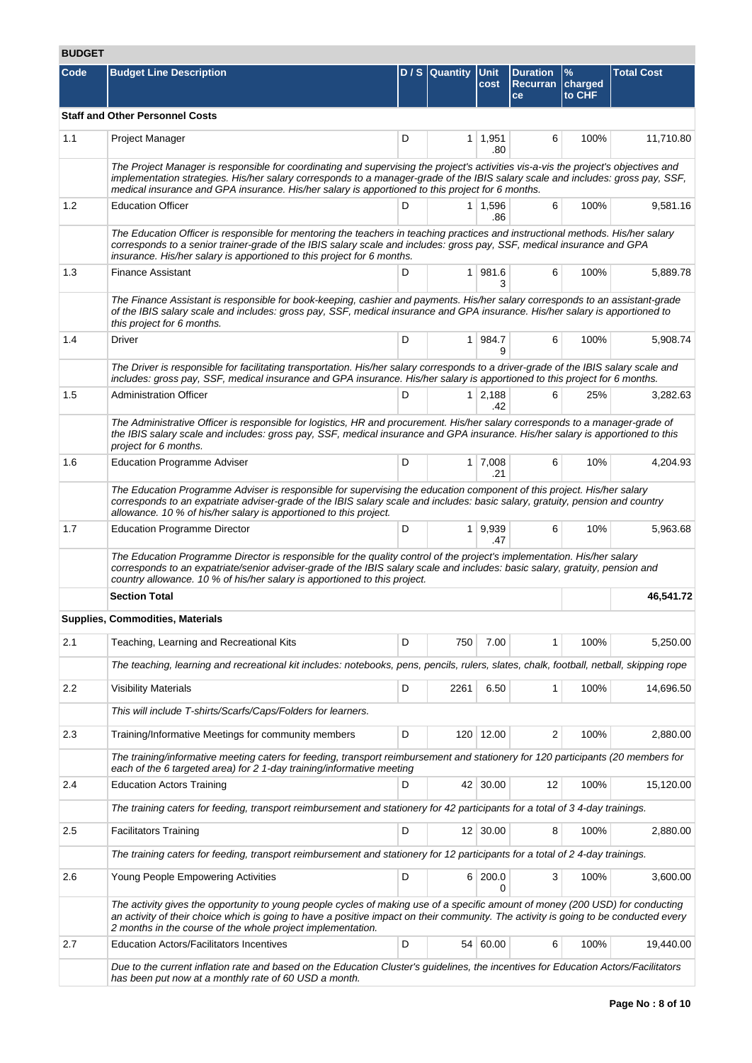## BUDGET

| Code | Budget Line Description | D / S | Quantity | Unit cost | Duration Recurrance | % charged to CHF | Total Cost |
|---|---|---|---|---|---|---|---|
| **Staff and Other Personnel Costs** | | | | | | | |
| 1.1 | Project Manager | D | 1 | 1,951.80 | 6 | 100% | 11,710.80 |
| | *The Project Manager is responsible for coordinating and supervising the project's activities vis-a-vis the project's objectives and implementation strategies. His/her salary corresponds to a manager-grade of the IBIS salary scale and includes: gross pay, SSF, medical insurance and GPA insurance. His/her salary is apportioned to this project for 6 months.* | | | | | | |
| 1.2 | Education Officer | D | 1 | 1,596.86 | 6 | 100% | 9,581.16 |
| | *The Education Officer is responsible for mentoring the teachers in teaching practices and instructional methods. His/her salary corresponds to a senior trainer-grade of the IBIS salary scale and includes: gross pay, SSF, medical insurance and GPA insurance. His/her salary is apportioned to this project for 6 months.* | | | | | | |
| 1.3 | Finance Assistant | D | 1 | 981.63 | 6 | 100% | 5,889.78 |
| | *The Finance Assistant is responsible for book-keeping, cashier and payments. His/her salary corresponds to an assistant-grade of the IBIS salary scale and includes: gross pay, SSF, medical insurance and GPA insurance. His/her salary is apportioned to this project for 6 months.* | | | | | | |
| 1.4 | Driver | D | 1 | 984.79 | 6 | 100% | 5,908.74 |
| | *The Driver is responsible for facilitating transportation. His/her salary corresponds to a driver-grade of the IBIS salary scale and includes: gross pay, SSF, medical insurance and GPA insurance. His/her salary is apportioned to this project for 6 months.* | | | | | | |
| 1.5 | Administration Officer | D | 1 | 2,188.42 | 6 | 25% | 3,282.63 |
| | *The Administrative Officer is responsible for logistics, HR and procurement. His/her salary corresponds to a manager-grade of the IBIS salary scale and includes: gross pay, SSF, medical insurance and GPA insurance. His/her salary is apportioned to this project for 6 months.* | | | | | | |
| 1.6 | Education Programme Adviser | D | 1 | 7,008.21 | 6 | 10% | 4,204.93 |
| | *The Education Programme Adviser is responsible for supervising the education component of this project. His/her salary corresponds to an expatriate adviser-grade of the IBIS salary scale and includes: basic salary, gratuity, pension and country allowance. 10 % of his/her salary is apportioned to this project.* | | | | | | |
| 1.7 | Education Programme Director | D | 1 | 9,939.47 | 6 | 10% | 5,963.68 |
| | *The Education Programme Director is responsible for the quality control of the project's implementation. His/her salary corresponds to an expatriate/senior adviser-grade of the IBIS salary scale and includes: basic salary, gratuity, pension and country allowance. 10 % of his/her salary is apportioned to this project.* | | | | | | |
| | **Section Total** | | | | | | **46,541.72** |
| **Supplies, Commodities, Materials** | | | | | | | |
| 2.1 | Teaching, Learning and Recreational Kits | D | 750 | 7.00 | 1 | 100% | 5,250.00 |
| | *The teaching, learning and recreational kit includes: notebooks, pens, pencils, rulers, slates, chalk, football, netball, skipping rope* | | | | | | |
| 2.2 | Visibility Materials | D | 2261 | 6.50 | 1 | 100% | 14,696.50 |
| | *This will include T-shirts/Scarfs/Caps/Folders for learners.* | | | | | | |
| 2.3 | Training/Informative Meetings for community members | D | 120 | 12.00 | 2 | 100% | 2,880.00 |
| | *The training/informative meeting caters for feeding, transport reimbursement and stationery for 120 participants (20 members for each of the 6 targeted area) for 2 1-day training/informative meeting* | | | | | | |
| 2.4 | Education Actors Training | D | 42 | 30.00 | 12 | 100% | 15,120.00 |
| | *The training caters for feeding, transport reimbursement and stationery for 42 participants for a total of 3 4-day trainings.* | | | | | | |
| 2.5 | Facilitators Training | D | 12 | 30.00 | 8 | 100% | 2,880.00 |
| | *The training caters for feeding, transport reimbursement and stationery for 12 participants for a total of 2 4-day trainings.* | | | | | | |
| 2.6 | Young People Empowering Activities | D | 6 | 200.00 | 3 | 100% | 3,600.00 |
| | *The activity gives the opportunity to young people cycles of making use of a specific amount of money (200 USD) for conducting an activity of their choice which is going to have a positive impact on their community. The activity is going to be conducted every 2 months in the course of the whole project implementation.* | | | | | | |
| 2.7 | Education Actors/Facilitators Incentives | D | 54 | 60.00 | 6 | 100% | 19,440.00 |
| | *Due to the current inflation rate and based on the Education Cluster's guidelines, the incentives for Education Actors/Facilitators has been put now at a monthly rate of 60 USD a month.* | | | | | | |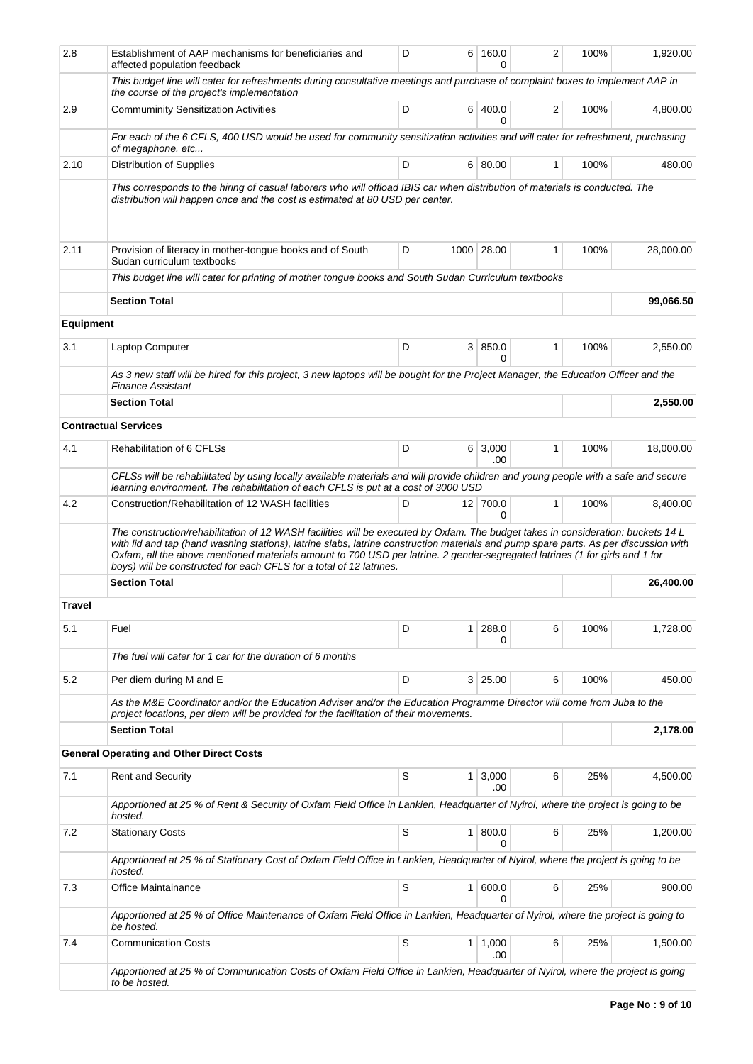| | | | | | | | |
|---|---|---|---|---|---|---|---|
| 2.8 | Establishment of AAP mechanisms for beneficiaries and affected population feedback | D | 6 | 160.00 | 2 | 100% | 1,920.00 |
| | *This budget line will cater for refreshments during consultative meetings and purchase of complaint boxes to implement AAP in the course of the project's implementation* | | | | | | |
| 2.9 | Commuminity Sensitization Activities | D | 6 | 400.00 | 2 | 100% | 4,800.00 |
| | *For each of the 6 CFLS, 400 USD would be used for community sensitization activities and will cater for refreshment, purchasing of megaphone. etc...* | | | | | | |
| 2.10 | Distribution of Supplies | D | 6 | 80.00 | 1 | 100% | 480.00 |
| | *This corresponds to the hiring of casual laborers who will offload IBIS car when distribution of materials is conducted. The distribution will happen once and the cost is estimated at 80 USD per center.* | | | | | | |
| 2.11 | Provision of literacy in mother-tongue books and of South Sudan curriculum textbooks | D | 1000 | 28.00 | 1 | 100% | 28,000.00 |
| | *This budget line will cater for printing of mother tongue books and South Sudan Curriculum textbooks* | | | | | | |
| | **Section Total** | | | | | | **99,066.50** |
| **Equipment** | | | | | | | |
| 3.1 | Laptop Computer | D | 3 | 850.00 | 1 | 100% | 2,550.00 |
| | *As 3 new staff will be hired for this project, 3 new laptops will be bought for the Project Manager, the Education Officer and the Finance Assistant* | | | | | | |
| | **Section Total** | | | | | | **2,550.00** |
| **Contractual Services** | | | | | | | |
| 4.1 | Rehabilitation of 6 CFLSs | D | 6 | 3,000.00 | 1 | 100% | 18,000.00 |
| | *CFLSs will be rehabilitated by using locally available materials and will provide children and young people with a safe and secure learning environment. The rehabilitation of each CFLS is put at a cost of 3000 USD* | | | | | | |
| 4.2 | Construction/Rehabilitation of 12 WASH facilities | D | 12 | 700.00 | 1 | 100% | 8,400.00 |
| | *The construction/rehabilitation of 12 WASH facilities will be executed by Oxfam. The budget takes in consideration: buckets 14 L with lid and tap (hand washing stations), latrine slabs, latrine construction materials and pump spare parts. As per discussion with Oxfam, all the above mentioned materials amount to 700 USD per latrine. 2 gender-segregated latrines (1 for girls and 1 for boys) will be constructed for each CFLS for a total of 12 latrines.* | | | | | | |
| | **Section Total** | | | | | | **26,400.00** |
| **Travel** | | | | | | | |
| 5.1 | Fuel | D | 1 | 288.00 | 6 | 100% | 1,728.00 |
| | *The fuel will cater for 1 car for the duration of 6 months* | | | | | | |
| 5.2 | Per diem during M and E | D | 3 | 25.00 | 6 | 100% | 450.00 |
| | *As the M&E Coordinator and/or the Education Adviser and/or the Education Programme Director will come from Juba to the project locations, per diem will be provided for the facilitation of their movements.* | | | | | | |
| | **Section Total** | | | | | | **2,178.00** |
| **General Operating and Other Direct Costs** | | | | | | | |
| 7.1 | Rent and Security | S | 1 | 3,000.00 | 6 | 25% | 4,500.00 |
| | *Apportioned at 25 % of Rent & Security of Oxfam Field Office in Lankien, Headquarter of Nyirol, where the project is going to be hosted.* | | | | | | |
| 7.2 | Stationary Costs | S | 1 | 800.00 | 6 | 25% | 1,200.00 |
| | *Apportioned at 25 % of Stationary Cost of Oxfam Field Office in Lankien, Headquarter of Nyirol, where the project is going to be hosted.* | | | | | | |
| 7.3 | Office Maintainance | S | 1 | 600.00 | 6 | 25% | 900.00 |
| | *Apportioned at 25 % of Office Maintenance of Oxfam Field Office in Lankien, Headquarter of Nyirol, where the project is going to be hosted.* | | | | | | |
| 7.4 | Communication Costs | S | 1 | 1,000.00 | 6 | 25% | 1,500.00 |
| | *Apportioned at 25 % of Communication Costs of Oxfam Field Office in Lankien, Headquarter of Nyirol, where the project is going to be hosted.* | | | | | | |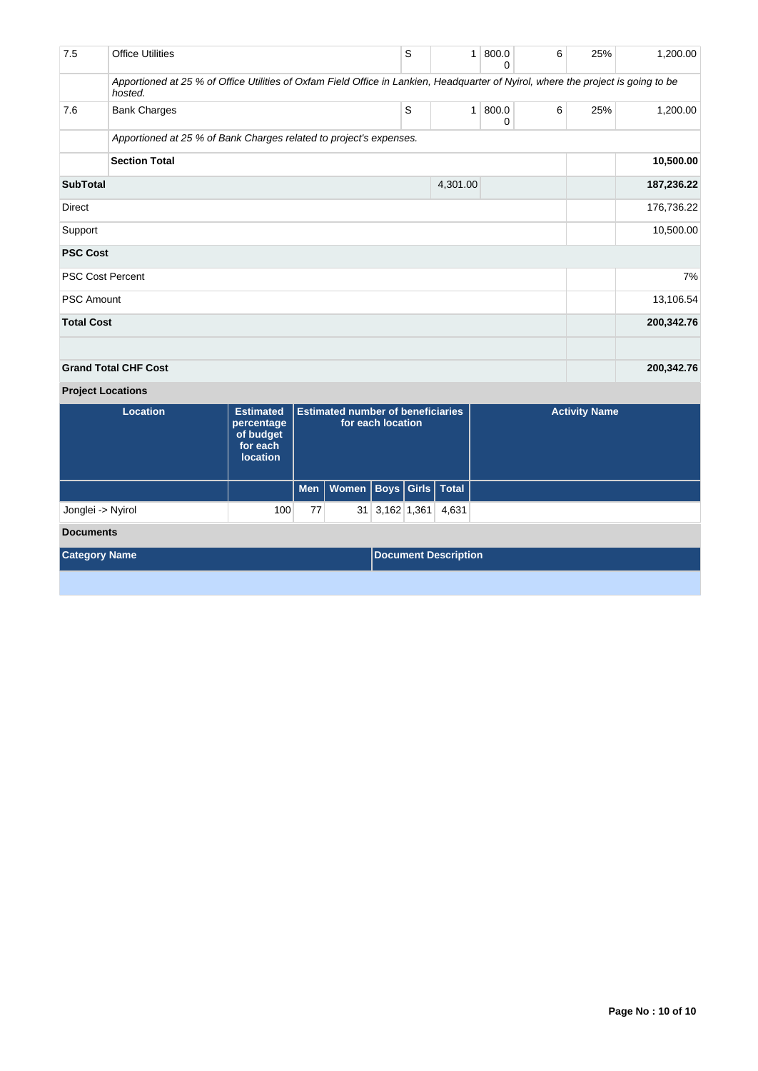| | | | | | | | |
|---|---|---|---|---|---|---|---|
| 7.5 | Office Utilities | S | 1 | 800.00 | 6 | 25% | 1,200.00 |
| | *Apportioned at 25 % of Office Utilities of Oxfam Field Office in Lankien, Headquarter of Nyirol, where the project is going to be hosted.* | | | | | | |
| 7.6 | Bank Charges | S | 1 | 800.00 | 6 | 25% | 1,200.00 |
| | *Apportioned at 25 % of Bank Charges related to project's expenses.* | | | | | | |
| | **Section Total** | | | | | | **10,500.00** |
| **SubTotal** | | | 4,301.00 | | | | **187,236.22** |
| Direct | | | | | | | 176,736.22 |
| Support | | | | | | | 10,500.00 |
| **PSC Cost** | | | | | | | |
| PSC Cost Percent | | | | | | | 7% |
| PSC Amount | | | | | | | 13,106.54 |
| **Total Cost** | | | | | | | **200,342.76** |
| | | | | | | | |
| **Grand Total CHF Cost** | | | | | | | **200,342.76** |

**Project Locations**

| Location | Estimated percentage of budget for each location | Estimated number of beneficiaries for each location | | | | | Activity Name |
|---|---|---|---|---|---|---|---|
| | | Men | Women | Boys | Girls | Total | |
| Jonglei -> Nyirol | 100 | 77 | 31 | 3,162 | 1,361 | 4,631 | |

**Documents**

| Category Name | Document Description |
|---|---|
| | |